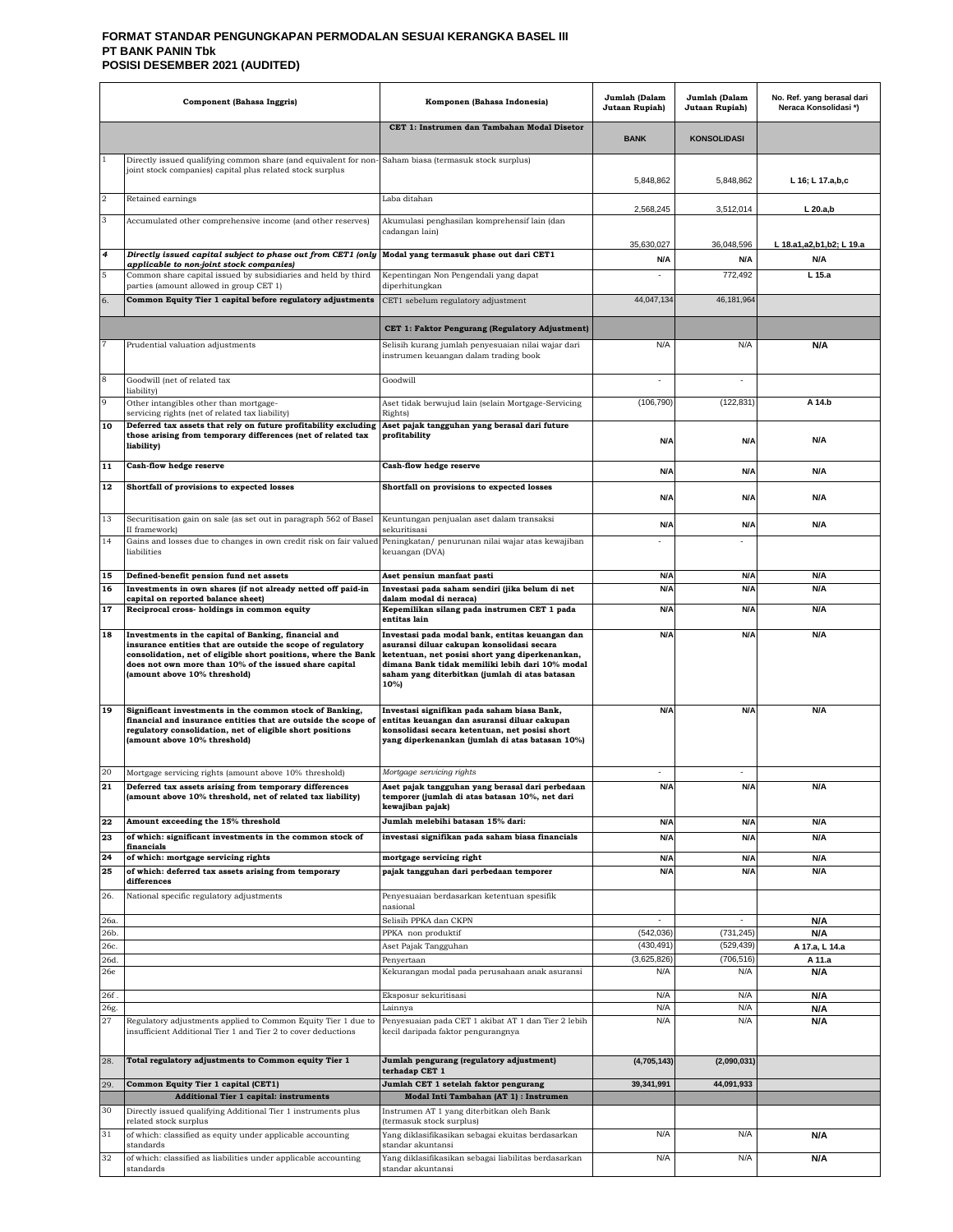# FORMAT STANDAR PENGUNGKAPAN PERMODALAN SESUAI KERANGKA BASEL III
## PT BANK PANIN Tbk
## POSISI DESEMBER 2021 (AUDITED)

| | Component (Bahasa Inggris) | Komponen (Bahasa Indonesia) | Jumlah (Dalam Jutaan Rupiah) | Jumlah (Dalam Jutaan Rupiah) | No. Ref. yang berasal dari Neraca Konsolidasi *) |
|---|---|---|---|---|---|
| | | **CET 1: Instrumen dan Tambahan Modal Disetor** | **BANK** | **KONSOLIDASI** | |
| 1 | Directly issued qualifying common share (and equivalent for non-joint stock companies) capital plus related stock surplus | Saham biasa (termasuk stock surplus) | 5,848,862 | 5,848,862 | L 16; L 17.a,b,c |
| 2 | Retained earnings | Laba ditahan | 2,568,245 | 3,512,014 | L 20.a,b |
| 3 | Accumulated other comprehensive income (and other reserves) | Akumulasi penghasilan komprehensif lain (dan cadangan lain) | 35,630,027 | 36,048,596 | L 18.a1,a2,b1,b2; L 19.a |
| 4 | ***Directly issued capital subject to phase out from CET1 (only applicable to non-joint stock companies)*** | **Modal yang termasuk phase out dari CET1** | N/A | N/A | N/A |
| 5 | Common share capital issued by subsidiaries and held by third parties (amount allowed in group CET 1) | Kepentingan Non Pengendali yang dapat diperhitungkan | - | 772,492 | L 15.a |
| 6. | **Common Equity Tier 1 capital before regulatory adjustments** | CET1 sebelum regulatory adjustment | 44,047,134 | 46,181,964 | |
| | | **CET 1: Faktor Pengurang (Regulatory Adjustment)** | | | |
| 7 | Prudential valuation adjustments | Selisih kurang jumlah penyesuaian nilai wajar dari instrumen keuangan dalam trading book | N/A | N/A | N/A |
| 8 | Goodwill (net of related tax liability) | Goodwill | - | - | |
| 9 | Other intangibles other than mortgage-servicing rights (net of related tax liability) | Aset tidak berwujud lain (selain Mortgage-Servicing Rights) | (106,790) | (122,831) | A 14.b |
| 10 | **Deferred tax assets that rely on future profitability excluding those arising from temporary differences (net of related tax liability)** | **Aset pajak tangguhan yang berasal dari future profitability** | N/A | N/A | N/A |
| 11 | **Cash-flow hedge reserve** | **Cash-flow hedge reserve** | N/A | N/A | N/A |
| 12 | **Shortfall of provisions to expected losses** | **Shortfall on provisions to expected losses** | N/A | N/A | N/A |
| 13 | Securitisation gain on sale (as set out in paragraph 562 of Basel II framework) | Keuntungan penjualan aset dalam transaksi sekuritisasi | N/A | N/A | N/A |
| 14 | Gains and losses due to changes in own credit risk on fair valued liabilities | Peningkatan/ penurunan nilai wajar atas kewajiban keuangan (DVA) | - | - | |
| 15 | **Defined-benefit pension fund net assets** | **Aset pensiun manfaat pasti** | N/A | N/A | N/A |
| 16 | **Investments in own shares (if not already netted off paid-in capital on reported balance sheet)** | **Investasi pada saham sendiri (jika belum di net dalam modal di neraca)** | N/A | N/A | N/A |
| 17 | **Reciprocal cross- holdings in common equity** | **Kepemilikan silang pada instrumen CET 1 pada entitas lain** | N/A | N/A | N/A |
| 18 | **Investments in the capital of Banking, financial and insurance entities that are outside the scope of regulatory consolidation, net of eligible short positions, where the Bank does not own more than 10% of the issued share capital (amount above 10% threshold)** | **Investasi pada modal bank, entitas keuangan dan asuransi diluar cakupan konsolidasi secara ketentuan, net posisi short yang diperkenankan, dimana Bank tidak memiliki lebih dari 10% modal saham yang diterbitkan (jumlah di atas batasan 10%)** | N/A | N/A | N/A |
| 19 | **Significant investments in the common stock of Banking, financial and insurance entities that are outside the scope of regulatory consolidation, net of eligible short positions (amount above 10% threshold)** | **Investasi signifikan pada saham biasa Bank, entitas keuangan dan asuransi diluar cakupan konsolidasi secara ketentuan, net posisi short yang diperkenankan (jumlah di atas batasan 10%)** | N/A | N/A | N/A |
| 20 | Mortgage servicing rights (amount above 10% threshold) | *Mortgage servicing rights* | - | - | |
| 21 | **Deferred tax assets arising from temporary differences (amount above 10% threshold, net of related tax liability)** | **Aset pajak tangguhan yang berasal dari perbedaan temporer (jumlah di atas batasan 10%, net dari kewajiban pajak)** | N/A | N/A | N/A |
| 22 | **Amount exceeding the 15% threshold** | **Jumlah melebihi batasan 15% dari:** | N/A | N/A | N/A |
| 23 | **of which: significant investments in the common stock of financials** | **investasi signifikan pada saham biasa financials** | N/A | N/A | N/A |
| 24 | **of which: mortgage servicing rights** | **mortgage servicing right** | N/A | N/A | N/A |
| 25 | **of which: deferred tax assets arising from temporary differences** | **pajak tangguhan dari perbedaan temporer** | N/A | N/A | N/A |
| 26. | National specific regulatory adjustments | Penyesuaian berdasarkan ketentuan spesifik nasional | | | |
| 26a. | | Selisih PPKA dan CKPN | - | - | N/A |
| 26b. | | PPKA non produktif | (542,036) | (731,245) | N/A |
| 26c. | | Aset Pajak Tangguhan | (430,491) | (529,439) | A 17.a, L 14.a |
| 26d. | | Penyertaan | (3,625,826) | (706,516) | A 11.a |
| 26e | | Kekurangan modal pada perusahaan anak asuransi | N/A | N/A | N/A |
| 26f . | | Eksposur sekuritisasi | N/A | N/A | N/A |
| 26g. | | Lainnya | N/A | N/A | N/A |
| 27 | Regulatory adjustments applied to Common Equity Tier 1 due to insufficient Additional Tier 1 and Tier 2 to cover deductions | Penyesuaian pada CET 1 akibat AT 1 dan Tier 2 lebih kecil daripada faktor pengurangnya | N/A | N/A | N/A |
| 28. | **Total regulatory adjustments to Common equity Tier 1** | **Jumlah pengurang (regulatory adjustment) terhadap CET 1** | **(4,705,143)** | **(2,090,031)** | |
| 29. | **Common Equity Tier 1 capital (CET1)** | **Jumlah CET 1 setelah faktor pengurang** | **39,341,991** | **44,091,933** | |
| | **Additional Tier 1 capital: instruments** | **Modal Inti Tambahan (AT 1) : Instrumen** | | | |
| 30 | Directly issued qualifying Additional Tier 1 instruments plus related stock surplus | Instrumen AT 1 yang diterbitkan oleh Bank (termasuk stock surplus) | | | |
| 31 | of which: classified as equity under applicable accounting standards | Yang diklasifikasikan sebagai ekuitas berdasarkan standar akuntansi | N/A | N/A | N/A |
| 32 | of which: classified as liabilities under applicable accounting standards | Yang diklasifikasikan sebagai liabilitas berdasarkan standar akuntansi | N/A | N/A | N/A |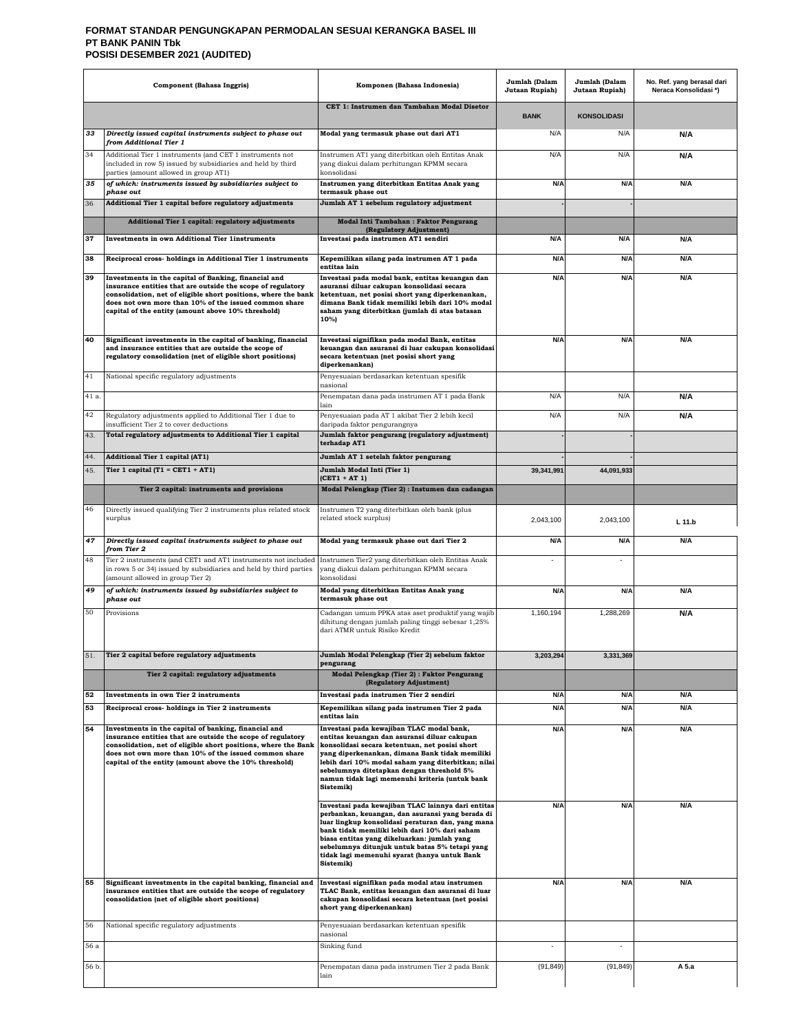# FORMAT STANDAR PENGUNGKAPAN PERMODALAN SESUAI KERANGKA BASEL III
## PT BANK PANIN Tbk
## POSISI DESEMBER 2021 (AUDITED)

| | Component (Bahasa Inggris) | Komponen (Bahasa Indonesia) | Jumlah (Dalam Jutaan Rupiah) | Jumlah (Dalam Jutaan Rupiah) | No. Ref. yang berasal dari Neraca Konsolidasi *) |
|---|---|---|---|---|---|
| | | **CET 1: Instrumen dan Tambahan Modal Disetor** | **BANK** | **KONSOLIDASI** | |
| ***33*** | ***Directly issued capital instruments subject to phase out from Additional Tier 1*** | **Modal yang termasuk phase out dari AT1** | N/A | N/A | **N/A** |
| 34 | Additional Tier 1 instruments (and CET 1 instruments not included in row 5) issued by subsidiaries and held by third parties (amount allowed in group AT1) | Instrumen AT1 yang diterbitkan oleh Entitas Anak yang diakui dalam perhitungan KPMM secara konsolidasi | N/A | N/A | **N/A** |
| ***35*** | ***of which: instruments issued by subsidiaries subject to phase out*** | **Instrumen yang diterbitkan Entitas Anak yang termasuk phase out** | **N/A** | **N/A** | **N/A** |
| 36 | **Additional Tier 1 capital before regulatory adjustments** | **Jumlah AT 1 sebelum regulatory adjustment** | **-** | **-** | |
| | **Additional Tier 1 capital: regulatory adjustments** | **Modal Inti Tambahan : Faktor Pengurang (Regulatory Adjustment)** | | | |
| **37** | **Investments in own Additional Tier 1instruments** | **Investasi pada instrumen AT1 sendiri** | **N/A** | **N/A** | **N/A** |
| **38** | **Reciprocal cross- holdings in Additional Tier 1 instruments** | **Kepemilikan silang pada instrumen AT 1 pada entitas lain** | **N/A** | **N/A** | **N/A** |
| **39** | **Investments in the capital of Banking, financial and insurance entities that are outside the scope of regulatory consolidation, net of eligible short positions, where the bank does not own more than 10% of the issued common share capital of the entity (amount above 10% threshold)** | **Investasi pada modal bank, entitas keuangan dan asuransi diluar cakupan konsolidasi secara ketentuan, net posisi short yang diperkenankan, dimana Bank tidak memiliki lebih dari 10% modal saham yang diterbitkan (jumlah di atas batasan 10%)** | **N/A** | **N/A** | **N/A** |
| **40** | **Significant investments in the capital of banking, financial and insurance entities that are outside the scope of regulatory consolidation (net of eligible short positions)** | **Investasi signifikan pada modal Bank, entitas keuangan dan asuransi di luar cakupan konsolidasi secara ketentuan (net posisi short yang diperkenankan)** | **N/A** | **N/A** | **N/A** |
| 41 | National specific regulatory adjustments | Penyesuaian berdasarkan ketentuan spesifik nasional | | | |
| 41 a. | | Penempatan dana pada instrumen AT 1 pada Bank lain | N/A | N/A | **N/A** |
| 42 | Regulatory adjustments applied to Additional Tier 1 due to insufficient Tier 2 to cover deductions | Penyesuaian pada AT 1 akibat Tier 2 lebih kecil daripada faktor pengurangnya | N/A | N/A | **N/A** |
| 43. | **Total regulatory adjustments to Additional Tier 1 capital** | **Jumlah faktor pengurang (regulatory adjustment) terhadap AT1** | **-** | **-** | |
| 44. | **Additional Tier 1 capital (AT1)** | **Jumlah AT 1 setelah faktor pengurang** | **-** | **-** | |
| 45. | **Tier 1 capital (T1 = CET1 + AT1)** | **Jumlah Modal Inti (Tier 1) (CET1 + AT 1)** | **39,341,991** | **44,091,933** | |
| | **Tier 2 capital: instruments and provisions** | **Modal Pelengkap (Tier 2) : Instumen dan cadangan** | | | |
| 46 | Directly issued qualifying Tier 2 instruments plus related stock surplus | Instrumen T2 yang diterbitkan oleh bank (plus related stock surplus) | 2,043,100 | 2,043,100 | **L 11.b** |
| ***47*** | ***Directly issued capital instruments subject to phase out from Tier 2*** | **Modal yang termasuk phase out dari Tier 2** | **N/A** | **N/A** | **N/A** |
| 48 | Tier 2 instruments (and CET1 and AT1 instruments not included in rows 5 or 34) issued by subsidiaries and held by third parties (amount allowed in group Tier 2) | Instrumen Tier2 yang diterbitkan oleh Entitas Anak yang diakui dalam perhitungan KPMM secara konsolidasi | - | - | |
| ***49*** | ***of which: instruments issued by subsidiaries subject to phase out*** | **Modal yang diterbitkan Entitas Anak yang termasuk phase out** | **N/A** | **N/A** | **N/A** |
| 50 | Provisions | Cadangan umum PPKA atas aset produktif yang wajib dihitung dengan jumlah paling tinggi sebesar 1,25% dari ATMR untuk Risiko Kredit | 1,160,194 | 1,288,269 | **N/A** |
| 51. | **Tier 2 capital before regulatory adjustments** | **Jumlah Modal Pelengkap (Tier 2) sebelum faktor pengurang** | **3,203,294** | **3,331,369** | |
| | **Tier 2 capital: regulatory adjustments** | **Modal Pelengkap (Tier 2) : Faktor Pengurang (Regulatory Adjustment)** | | | |
| **52** | **Investments in own Tier 2 instruments** | **Investasi pada instrumen Tier 2 sendiri** | **N/A** | **N/A** | **N/A** |
| **53** | **Reciprocal cross- holdings in Tier 2 instruments** | **Kepemilikan silang pada instrumen Tier 2 pada entitas lain** | **N/A** | **N/A** | **N/A** |
| **54** | **Investments in the capital of banking, financial and insurance entities that are outside the scope of regulatory consolidation, net of eligible short positions, where the Bank does not own more than 10% of the issued common share capital of the entity (amount above the 10% threshold)** | **Investasi pada kewajiban TLAC modal bank, entitas keuangan dan asuransi diluar cakupan konsolidasi secara ketentuan, net posisi short yang diperkenankan, dimana Bank tidak memiliki lebih dari 10% modal saham yang diterbitkan; nilai sebelumnya ditetapkan dengan threshold 5% namun tidak lagi memenuhi kriteria (untuk bank Sistemik)** | **N/A** | **N/A** | **N/A** |
| | | **Investasi pada kewajiban TLAC lainnya dari entitas perbankan, keuangan, dan asuransi yang berada di luar lingkup konsolidasi peraturan dan, yang mana bank tidak memiliki lebih dari 10% dari saham biasa entitas yang dikeluarkan: jumlah yang sebelumnya ditunjuk untuk batas 5% tetapi yang tidak lagi memenuhi syarat (hanya untuk Bank Sistemik)** | **N/A** | **N/A** | **N/A** |
| **55** | **Significant investments in the capital banking, financial and insurance entities that are outside the scope of regulatory consolidation (net of eligible short positions)** | **Investasi signifikan pada modal atau instrumen TLAC Bank, entitas keuangan dan asuransi di luar cakupan konsolidasi secara ketentuan (net posisi short yang diperkenankan)** | **N/A** | **N/A** | **N/A** |
| 56 | National specific regulatory adjustments | Penyesuaian berdasarkan ketentuan spesifik nasional | | | |
| 56 a | | Sinking fund | - | - | |
| 56 b. | | Penempatan dana pada instrumen Tier 2 pada Bank lain | (91,849) | (91,849) | **A 5.a** |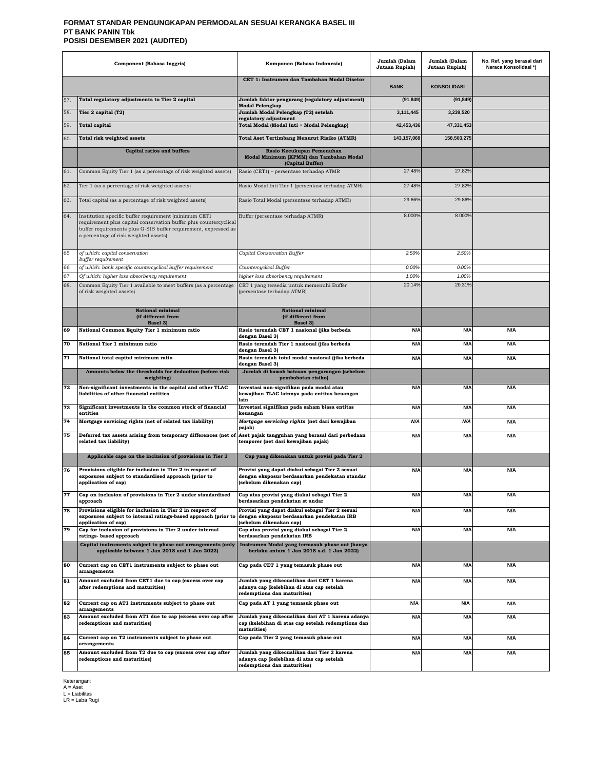**FORMAT STANDAR PENGUNGKAPAN PERMODALAN SESUAI KERANGKA BASEL III**
**PT BANK PANIN Tbk**
**POSISI DESEMBER 2021 (AUDITED)**

| | Component (Bahasa Inggris) | Komponen (Bahasa Indonesia) | Jumlah (Dalam Jutaan Rupiah) | Jumlah (Dalam Jutaan Rupiah) | No. Ref. yang berasal dari Neraca Konsolidasi *) |
|---|---|---|---|---|---|
| | | **CET 1: Instrumen dan Tambahan Modal Disetor** | **BANK** | **KONSOLIDASI** | |
| 57. | **Total regulatory adjustments to Tier 2 capital** | **Jumlah faktor pengurang (regulatory adjustment) Modal Pelengkap** | **(91,849)** | **(91,849)** | |
| 58. | **Tier 2 capital (T2)** | **Jumlah Modal Pelengkap (T2) setelah regulatory adjustment** | **3,111,445** | **3,239,520** | |
| 59. | **Total capital** | **Total Modal (Modal Inti + Modal Pelengkap)** | **42,453,436** | **47,331,453** | |
| 60. | **Total risk weighted assets** | **Total Aset Tertimbang Menurut Risiko (ATMR)** | **143,157,069** | **158,503,275** | |
| | **Capital ratios and buffers** | **Rasio Kecukupan Pemenuhan Modal Minimum (KPMM) dan Tambahan Modal (Capital Buffer)** | | | |
| 61. | Common Equity Tier 1 (as a percentage of risk weighted assets) | Rasio (CET1) – persentase terhadap ATMR | 27.48% | 27.82% | |
| 62. | Tier 1 (as a percentage of risk weighted assets) | Rasio Modal Inti Tier 1 (persentase terhadap ATMR) | 27.48% | 27.82% | |
| 63. | Total capital (as a percentage of risk weighted assets) | Rasio Total Modal (persentase terhadap ATMR) | 29.66% | 29.86% | |
| 64. | Institution specific buffer requirement (minimum CET1 requirement plus capital conservation buffer plus countercyclical buffer requirements plus G-SIB buffer requirement, expressed as a percentage of risk weighted assets) | Buffer (persentase terhadap ATMR) | 8.000% | 8.000% | |
| 65 | *of which: capital conservation buffer requirement* | *Capital Conservation Buffer* | *2.50%* | *2.50%* | |
| 66 | *of which: bank specific countercyclical buffer requirement* | *Countercyclical Buffer* | *0.00%* | *0.00%* | |
| 67 | *Of which: higher loss absorbency requirement* | *higher loss absorbency requirement* | *1.00%* | *1.00%* | |
| 68. | Common Equity Tier 1 available to meet buffers (as a percentage of risk weighted assets) | CET 1 yang tersedia untuk memenuhi Buffer (persentase terhadap ATMR) | 20.14% | 20.31% | |
| | **National minimal (if different from Basel 3)** | **National minimal (if different from Basel 3)** | | | |
| 69 | **National Common Equity Tier 1 minimum ratio** | **Rasio terendah CET 1 nasional (jika berbeda dengan Basel 3)** | **N/A** | **N/A** | **N/A** |
| 70 | **National Tier 1 minimum ratio** | **Rasio terendah Tier 1 nasional (jika berbeda dengan Basel 3)** | **N/A** | **N/A** | **N/A** |
| 71 | **National total capital minimum ratio** | **Rasio terendah total modal nasional (jika berbeda dengan Basel 3)** | **N/A** | **N/A** | **N/A** |
| | **Amounts below the thresholds for deduction (before risk weighting)** | **Jumlah di bawah batasan pengurangan (sebelum pembobotan risiko)** | | | |
| 72 | **Non-significant investments in the capital and other TLAC liabilities of other financial entities** | **Investasi non-signifikan pada modal atau kewajiban TLAC lainnya pada entitas keuangan lain** | **N/A** | **N/A** | **N/A** |
| 73 | **Significant investments in the common stock of financial entities** | **Investasi signifikan pada saham biasa entitas keuangan** | **N/A** | **N/A** | **N/A** |
| 74 | **Mortgage servicing rights (net of related tax liability)** | ***Mortgage servicing rights* (net dari kewajiban pajak)** | ***N/A*** | ***N/A*** | **N/A** |
| 75 | **Deferred tax assets arising from temporary differences (net of related tax liability)** | **Aset pajak tangguhan yang berasal dari perbedaan temporer (net dari kewajiban pajak)** | **N/A** | **N/A** | **N/A** |
| | **Applicable caps on the inclusion of provisions in Tier 2** | **Cap yang dikenakan untuk provisi pada Tier 2** | | | |
| 76 | **Provisions eligible for inclusion in Tier 2 in respect of exposures subject to standardised approach (prior to application of cap)** | **Provisi yang dapat diakui sebagai Tier 2 sesuai dengan eksposur berdasarkan pendekatan standar (sebelum dikenakan cap)** | **N/A** | **N/A** | **N/A** |
| 77 | **Cap on inclusion of provisions in Tier 2 under standardised approach** | **Cap atas provisi yang diakui sebagai Tier 2 berdasarkan pendekatan st andar** | **N/A** | **N/A** | **N/A** |
| 78 | **Provisions eligible for inclusion in Tier 2 in respect of exposures subject to internal ratings-based approach (prior to application of cap)** | **Provisi yang dapat diakui sebagai Tier 2 sesuai dengan eksposur berdasarkan pendekatan IRB (sebelum dikenakan cap)** | **N/A** | **N/A** | **N/A** |
| 79 | **Cap for inclusion of provisions in Tier 2 under internal ratings- based approach** | **Cap atas provisi yang diakui sebagai Tier 2 berdasarkan pendekatan IRB** | **N/A** | **N/A** | **N/A** |
| | **Capital instruments subject to phase-out arrangements (only applicable between 1 Jan 2018 and 1 Jan 2022)** | **Instrumen Modal yang termasuk phase out (hanya berlaku antara 1 Jan 2018 s.d. 1 Jan 2022)** | | | |
| 80 | **Current cap on CET1 instruments subject to phase out arrangements** | **Cap pada CET 1 yang temasuk phase out** | **N/A** | **N/A** | **N/A** |
| 81 | **Amount excluded from CET1 due to cap (excess over cap after redemptions and maturities)** | **Jumlah yang dikecualikan dari CET 1 karena adanya cap (kelebihan di atas cap setelah redemptions dan maturities)** | **N/A** | **N/A** | **N/A** |
| 82 | **Current cap on AT1 instruments subject to phase out arrangements** | **Cap pada AT 1 yang temasuk phase out** | **N/A** | **N/A** | **N/A** |
| 83 | **Amount excluded from AT1 due to cap (excess over cap after redemptions and maturities)** | **Jumlah yang dikecualikan dari AT 1 karena adanya cap (kelebihan di atas cap setelah redemptions dan maturities)** | **N/A** | **N/A** | **N/A** |
| 84 | **Current cap on T2 instruments subject to phase out arrangements** | **Cap pada Tier 2 yang temasuk phase out** | **N/A** | **N/A** | **N/A** |
| 85 | **Amount excluded from T2 due to cap (excess over cap after redemptions and maturities)** | **Jumlah yang dikecualikan dari Tier 2 karena adanya cap (kelebihan di atas cap setelah redemptions dan maturities)** | **N/A** | **N/A** | **N/A** |

Keterangan:
A = Aset
L = Liabilitas
LR = Laba Rugi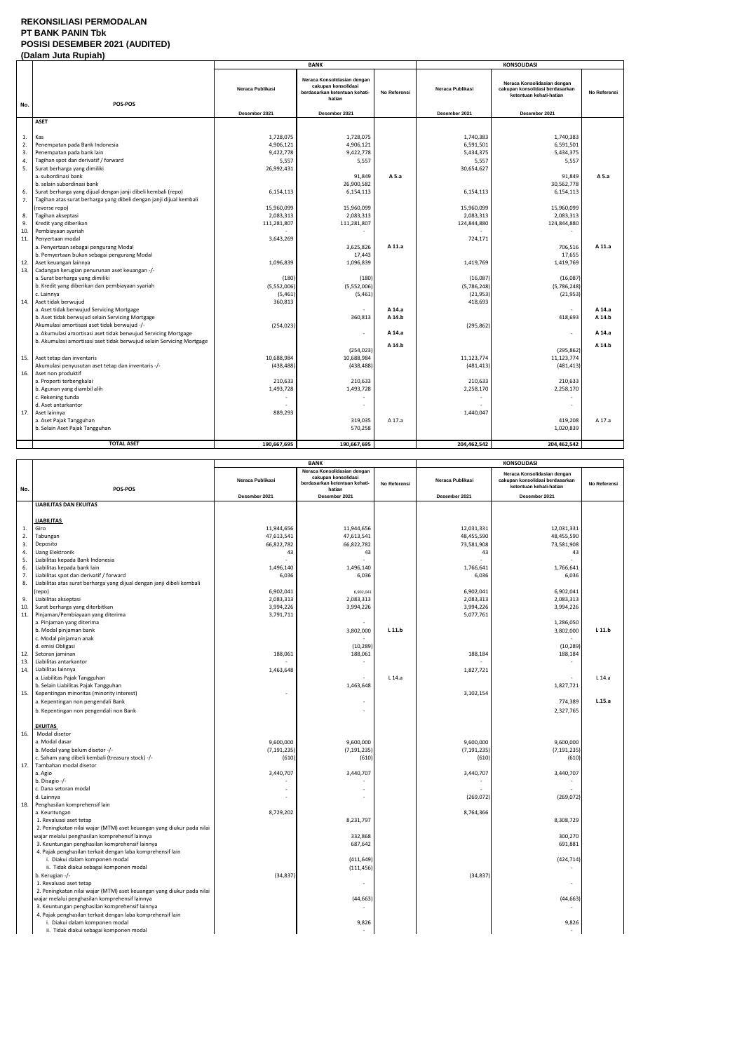**REKONSILIASI PERMODALAN**
**PT BANK PANIN Tbk**
**POSISI DESEMBER 2021 (AUDITED)**
**(Dalam Juta Rupiah)**

| No. | POS-POS | BANK | | | KONSOLIDASI | | |
|---|---|---|---|---|---|---|---|
| | | Neraca Publikasi | Neraca Konsolidasian dengan cakupan konsolidasi berdasarkan ketentuan kehati-hatian | No Referensi | Neraca Publikasi | Neraca Konsolidasian dengan cakupan konsolidasi berdasarkan ketentuan kehati-hatian | No Referensi |
| | | Desember 2021 | Desember 2021 | | Desember 2021 | Desember 2021 | |
| | **ASET** | | | | | | |
| 1. | Kas | 1,728,075 | 1,728,075 | | 1,740,383 | 1,740,383 | |
| 2. | Penempatan pada Bank Indonesia | 4,906,121 | 4,906,121 | | 6,591,501 | 6,591,501 | |
| 3. | Penempatan pada bank lain | 9,422,778 | 9,422,778 | | 5,434,375 | 5,434,375 | |
| 4. | Tagihan spot dan derivatif / forward | 5,557 | 5,557 | | 5,557 | 5,557 | |
| 5. | Surat berharga yang dimiliki | 26,992,431 | | | 30,654,627 | | |
| | a. subordinasi bank | | 91,849 | A 5.a | | 91,849 | A 5.a |
| | b. selain subordinasi bank | | 26,900,582 | | | 30,562,778 | |
| 6. | Surat berharga yang dijual dengan janji dibeli kembali (repo) | 6,154,113 | 6,154,113 | | 6,154,113 | 6,154,113 | |
| 7. | Tagihan atas surat berharga yang dibeli dengan janji dijual kembali (reverse repo) | 15,960,099 | 15,960,099 | | 15,960,099 | 15,960,099 | |
| 8. | Tagihan akseptasi | 2,083,313 | 2,083,313 | | 2,083,313 | 2,083,313 | |
| 9. | Kredit yang diberikan | 111,281,807 | 111,281,807 | | 124,844,880 | 124,844,880 | |
| 10. | Pembiayaan syariah | - | - | | - | - | |
| 11. | Penyertaan modal | 3,643,269 | | | 724,171 | | |
| | a. Penyertaan sebagai pengurang Modal | | 3,625,826 | A 11.a | | 706,516 | A 11.a |
| | b. Penyertaan bukan sebagai pengurang Modal | | 17,443 | | | 17,655 | |
| 12. | Aset keuangan lainnya | 1,096,839 | 1,096,839 | | 1,419,769 | 1,419,769 | |
| 13. | Cadangan kerugian penurunan aset keuangan -/- | | | | | | |
| | a. Surat berharga yang dimiliki | (180) | (180) | | (16,087) | (16,087) | |
| | b. Kredit yang diberikan dan pembiayaan syariah | (5,552,006) | (5,552,006) | | (5,786,248) | (5,786,248) | |
| | c. Lainnya | (5,461) | (5,461) | | (21,953) | (21,953) | |
| 14. | Aset tidak berwujud | 360,813 | | | 418,693 | | |
| | a. Aset tidak berwujud Servicing Mortgage | | - | A 14.a | | - | A 14.a |
| | b. Aset tidak berwujud selain Servicing Mortgage | | 360,813 | A 14.b | | 418,693 | A 14.b |
| | Akumulasi amortisasi aset tidak berwujud -/- | (254,023) | | | (295,862) | | |
| | a. Akumulasi amortisasi aset tidak berwujud Servicing Mortgage | | - | A 14.a | | - | A 14.a |
| | b. Akumulasi amortisasi aset tidak berwujud selain Servicing Mortgage | | (254,023) | A 14.b | | (295,862) | A 14.b |
| 15. | Aset tetap dan inventaris | 10,688,984 | 10,688,984 | | 11,123,774 | 11,123,774 | |
| | Akumulasi penyusutan aset tetap dan inventaris -/- | (438,488) | (438,488) | | (481,413) | (481,413) | |
| 16. | Aset non produktif | | | | | | |
| | a. Properti terbengkalai | 210,633 | 210,633 | | 210,633 | 210,633 | |
| | b. Agunan yang diambil alih | 1,493,728 | 1,493,728 | | 2,258,170 | 2,258,170 | |
| | c. Rekening tunda | - | - | | - | - | |
| | d. Aset antarkantor | - | - | | - | - | |
| 17. | Aset lainnya | 889,293 | | | 1,440,047 | | |
| | a. Aset Pajak Tangguhan | | 319,035 | A 17.a | | 419,208 | A 17.a |
| | b. Selain Aset Pajak Tangguhan | | 570,258 | | | 1,020,839 | |
| | **TOTAL ASET** | **190,667,695** | **190,667,695** | | **204,462,542** | **204,462,542** | |

| No. | POS-POS | BANK | | | KONSOLIDASI | | |
|---|---|---|---|---|---|---|---|
| | | Neraca Publikasi | Neraca Konsolidasian dengan cakupan konsolidasi berdasarkan ketentuan kehati-hatian | No Referensi | Neraca Publikasi | Neraca Konsolidasian dengan cakupan konsolidasi berdasarkan ketentuan kehati-hatian | No Referensi |
| | | Desember 2021 | Desember 2021 | | Desember 2021 | Desember 2021 | |
| | **LIABILITAS DAN EKUITAS** | | | | | | |
| | **LIABILITAS** | | | | | | |
| 1. | Giro | 11,944,656 | 11,944,656 | | 12,031,331 | 12,031,331 | |
| 2. | Tabungan | 47,613,541 | 47,613,541 | | 48,455,590 | 48,455,590 | |
| 3. | Deposito | 66,822,782 | 66,822,782 | | 73,581,908 | 73,581,908 | |
| 4. | Uang Elektronik | 43 | 43 | | 43 | 43 | |
| 5. | Liabilitas kepada Bank Indonesia | - | - | | - | - | |
| 6. | Liabilitas kepada bank lain | 1,496,140 | 1,496,140 | | 1,766,641 | 1,766,641 | |
| 7. | Liabilitas spot dan derivatif / forward | 6,036 | 6,036 | | 6,036 | 6,036 | |
| 8. | Liabilitas atas surat berharga yang dijual dengan janji dibeli kembali (repo) | 6,902,041 | 6,902,041 | | 6,902,041 | 6,902,041 | |
| 9. | Liabilitas akseptasi | 2,083,313 | 2,083,313 | | 2,083,313 | 2,083,313 | |
| 10. | Surat berharga yang diterbitkan | 3,994,226 | 3,994,226 | | 3,994,226 | 3,994,226 | |
| 11. | Pinjaman/Pembiayaan yang diterima | 3,791,711 | | | 5,077,761 | | |
| | a. Pinjaman yang diterima | | - | | | 1,286,050 | |
| | b. Modal pinjaman bank | | 3,802,000 | L 11.b | | 3,802,000 | L 11.b |
| | c. Modal pinjaman anak | | - | | | - | |
| | d. emisi Obligasi | | (10,289) | | | (10,289) | |
| 12. | Setoran jaminan | 188,061 | 188,061 | | 188,184 | 188,184 | |
| 13. | Liabilitas antarkantor | - | - | | - | - | |
| 14. | Liabilitas lainnya | 1,463,648 | | | 1,827,721 | | |
| | a. Liabilitas Pajak Tangguhan | | - | L 14.a | | - | L 14.a |
| | b. Selain Liabilitas Pajak Tangguhan | | 1,463,648 | | | 1,827,721 | |
| 15. | Kepentingan minoritas (minority interest) | - | | | 3,102,154 | | |
| | a. Kepentingan non pengendali Bank | | - | | | 774,389 | L.15.a |
| | b. Kepentingan non pengendali non Bank | | - | | | 2,327,765 | |
| | **EKUITAS** | | | | | | |
| 16. | Modal disetor | | | | | | |
| | a. Modal dasar | 9,600,000 | 9,600,000 | | 9,600,000 | 9,600,000 | |
| | b. Modal yang belum disetor -/- | (7,191,235) | (7,191,235) | | (7,191,235) | (7,191,235) | |
| | c. Saham yang dibeli kembali (treasury stock) -/- | (610) | (610) | | (610) | (610) | |
| 17. | Tambahan modal disetor | | | | | | |
| | a. Agio | 3,440,707 | 3,440,707 | | 3,440,707 | 3,440,707 | |
| | b. Disagio -/- | - | - | | - | - | |
| | c. Dana setoran modal | - | - | | - | - | |
| | d. Lainnya | - | - | | (269,072) | (269,072) | |
| 18. | Penghasilan komprehensif lain | | | | | | |
| | a. Keuntungan | 8,729,202 | | | 8,764,366 | | |
| | 1. Revaluasi aset tetap | | 8,231,797 | | | 8,308,729 | |
| | 2. Peningkatan nilai wajar (MTM) aset keuangan yang diukur pada nilai wajar melalui penghasilan komprehensif lainnya | | 332,868 | | | 300,270 | |
| | 3. Keuntungan penghasilan komprehensif lainnya | | 687,642 | | | 691,881 | |
| | 4. Pajak penghasilan terkait dengan laba komprehensif lain | | | | | | |
| | i. Diakui dalam komponen modal | | (411,649) | | | (424,714) | |
| | ii. Tidak diakui sebagai komponen modal | | (111,456) | | | - | |
| | b. Kerugian -/- | (34,837) | | | (34,837) | | |
| | 1. Revaluasi aset tetap | | - | | | - | |
| | 2. Peningkatan nilai wajar (MTM) aset keuangan yang diukur pada nilai wajar melalui penghasilan komprehensif lainnya | | (44,663) | | | (44,663) | |
| | 3. Keuntungan penghasilan komprehensif lainnya | | - | | | - | |
| | 4. Pajak penghasilan terkait dengan laba komprehensif lain | | | | | | |
| | i. Diakui dalam komponen modal | | 9,826 | | | 9,826 | |
| | ii. Tidak diakui sebagai komponen modal | | - | | | - | |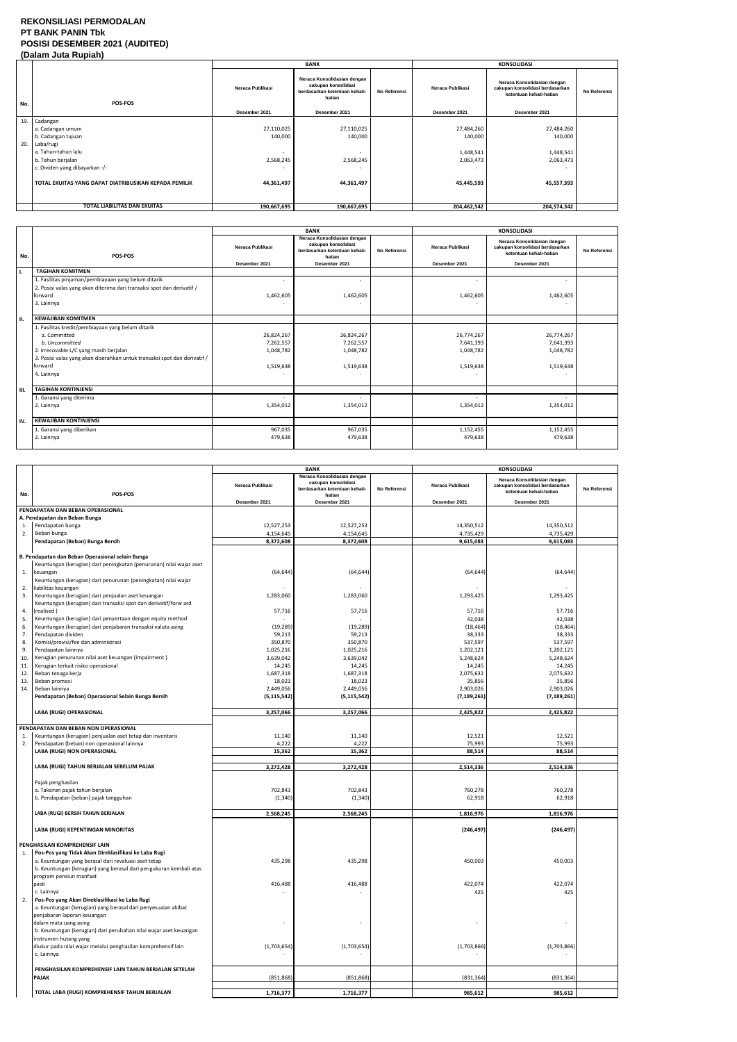**REKONSILIASI PERMODALAN**
**PT BANK PANIN Tbk**
**POSISI DESEMBER 2021 (AUDITED)**
**(Dalam Juta Rupiah)**

| No. | POS-POS | BANK | | | KONSOLIDASI | | |
|---|---|---|---|---|---|---|---|
| | | Neraca Publikasi | Neraca Konsolidasian dengan cakupan konsolidasi berdasarkan ketentuan kehati-hatian | No Referensi | Neraca Publikasi | Neraca Konsolidasian dengan cakupan konsolidasi berdasarkan ketentuan kehati-hatian | No Referensi |
| | | Desember 2021 | Desember 2021 | | Desember 2021 | Desember 2021 | |
| 19. | Cadangan | | | | | | |
| | a. Cadangan umum | 27,110,025 | 27,110,025 | | 27,484,260 | 27,484,260 | |
| | b. Cadangan tujuan | 140,000 | 140,000 | | 140,000 | 140,000 | |
| 20. | Laba/rugi | | | | | | |
| | a. Tahun-tahun lalu | - | - | | 1,448,541 | 1,448,541 | |
| | b. Tahun berjalan | 2,568,245 | 2,568,245 | | 2,063,473 | 2,063,473 | |
| | c. Dividen yang dibayarkan -/- | - | - | | - | - | |
| | **TOTAL EKUITAS YANG DAPAT DIATRIBUSIKAN KEPADA PEMILIK** | **44,361,497** | **44,361,497** | | **45,445,593** | **45,557,393** | |
| | **TOTAL LIABILITAS DAN EKUITAS** | **190,667,695** | **190,667,695** | | **204,462,542** | **204,574,342** | |

| No. | POS-POS | BANK | | | KONSOLIDASI | | |
|---|---|---|---|---|---|---|---|
| | | Neraca Publikasi | Neraca Konsolidasian dengan cakupan konsolidasi berdasarkan ketentuan kehati-hatian | No Referensi | Neraca Publikasi | Neraca Konsolidasian dengan cakupan konsolidasi berdasarkan ketentuan kehati-hatian | No Referensi |
| | | Desember 2021 | Desember 2021 | | Desember 2021 | Desember 2021 | |
| I. | **TAGIHAN KOMITMEN** | | | | | | |
| | 1. Fasilitas pinjaman/pembiayaan yang belum ditarik | - | - | | - | - | |
| | 2. Posisi valas yang akan diterima dari transaksi spot dan derivatif / forward | 1,462,605 | 1,462,605 | | 1,462,605 | 1,462,605 | |
| | 3. Lainnya | - | - | | - | - | |
| II. | **KEWAJIBAN KOMITMEN** | | | | | | |
| | 1. Fasilitas kredit/pembiayaan yang belum ditarik | | | | | | |
| | a. Committed | 26,824,267 | 26,824,267 | | 26,774,267 | 26,774,267 | |
| | *b. Uncommitted* | 7,262,557 | 7,262,557 | | 7,641,393 | 7,641,393 | |
| | 2. Irrecovable L/C yang masih berjalan | 1,048,782 | 1,048,782 | | 1,048,782 | 1,048,782 | |
| | 3. Posisi valas yang akan diserahkan untuk transaksi spot dan derivatif / forward | 1,519,638 | 1,519,638 | | 1,519,638 | 1,519,638 | |
| | 4. Lainnya | - | - | | - | - | |
| III. | **TAGIHAN KONTINJENSI** | | | | | | |
| | 1. Garansi yang diterima | - | - | | - | - | |
| | 2. Lainnya | 1,354,012 | 1,354,012 | | 1,354,012 | 1,354,012 | |
| IV. | **KEWAJIBAN KONTINJENSI** | | | | | | |
| | 1. Garansi yang diberikan | 967,035 | 967,035 | | 1,152,455 | 1,152,455 | |
| | 2. Lainnya | 479,638 | 479,638 | | 479,638 | 479,638 | |

| No. | POS-POS | BANK | | | KONSOLIDASI | | |
|---|---|---|---|---|---|---|---|
| | | Neraca Publikasi | Neraca Konsolidasian dengan cakupan konsolidasi berdasarkan ketentuan kehati-hatian | No Referensi | Neraca Publikasi | Neraca Konsolidasian dengan cakupan konsolidasi berdasarkan ketentuan kehati-hatian | No Referensi |
| | | Desember 2021 | Desember 2021 | | Desember 2021 | Desember 2021 | |
| | **PENDAPATAN DAN BEBAN OPERASIONAL** | | | | | | |
| | **A. Pendapatan dan Beban Bunga** | | | | | | |
| 1. | Pendapatan bunga | 12,527,253 | 12,527,253 | | 14,350,512 | 14,350,512 | |
| 2. | Beban bunga | 4,154,645 | 4,154,645 | | 4,735,429 | 4,735,429 | |
| | **Pendapatan (Beban) Bunga Bersih** | **8,372,608** | **8,372,608** | | **9,615,083** | **9,615,083** | |
| | **B. Pendapatan dan Beban Operasional selain Bunga** | | | | | | |
| 1. | Keuntungan (kerugian) dari peningkatan (penurunan) nilai wajar aset keuangan | (64,644) | (64,644) | | (64,644) | (64,644) | |
| 2. | Keuntungan (kerugian) dari penurunan (peningkatan) nilai wajar liabilitas keuangan | - | - | | - | - | |
| 3. | Keuntungan (kerugian) dari penjualan aset keuangan | 1,283,060 | 1,283,060 | | 1,293,425 | 1,293,425 | |
| 4. | Keuntungan (kerugian) dari transaksi spot dan derivatif/forw ard (realised ) | 57,716 | 57,716 | | 57,716 | 57,716 | |
| 5. | Keuntungan (kerugian) dari penyertaan dengan equity method | - | - | | 42,038 | 42,038 | |
| 6. | Keuntungan (kerugian) dari penjabaran transaksi valuta asing | (19,289) | (19,289) | | (18,464) | (18,464) | |
| 7. | Pendapatan dividen | 59,213 | 59,213 | | 38,333 | 38,333 | |
| 8. | Komisi/provisi/fee dan administrasi | 350,870 | 350,870 | | 537,597 | 537,597 | |
| 9. | Pendapatan lainnya | 1,025,216 | 1,025,216 | | 1,202,121 | 1,202,121 | |
| 10. | Kerugian penurunan nilai aset keuangan (impairment ) | 3,639,042 | 3,639,042 | | 5,248,624 | 5,248,624 | |
| 11. | Kerugian terkait risiko operasional | 14,245 | 14,245 | | 14,245 | 14,245 | |
| 12. | Beban tenaga kerja | 1,687,318 | 1,687,318 | | 2,075,632 | 2,075,632 | |
| 13. | Beban promosi | 18,023 | 18,023 | | 35,856 | 35,856 | |
| 14. | Beban lainnya | 2,449,056 | 2,449,056 | | 2,903,026 | 2,903,026 | |
| | **Pendapatan (Beban) Operasional Selain Bunga Bersih** | **(5,115,542)** | **(5,115,542)** | | **(7,189,261)** | **(7,189,261)** | |
| | **LABA (RUGI) OPERASIONAL** | **3,257,066** | **3,257,066** | | **2,425,822** | **2,425,822** | |
| | **PENDAPATAN DAN BEBAN NON OPERASIONAL** | | | | | | |
| 1. | Keuntungan (kerugian) penjualan aset tetap dan inventaris | 11,140 | 11,140 | | 12,521 | 12,521 | |
| 2. | Pendapatan (beban) non operasional lainnya | 4,222 | 4,222 | | 75,993 | 75,993 | |
| | **LABA (RUGI) NON OPERASIONAL** | **15,362** | **15,362** | | **88,514** | **88,514** | |
| | **LABA (RUGI) TAHUN BERJALAN SEBELUM PAJAK** | **3,272,428** | **3,272,428** | | **2,514,336** | **2,514,336** | |
| | Pajak penghasilan | | | | | | |
| | a. Taksiran pajak tahun berjalan | 702,843 | 702,843 | | 760,278 | 760,278 | |
| | b. Pendapatan (beban) pajak tangguhan | (1,340) | (1,340) | | 62,918 | 62,918 | |
| | **LABA (RUGI) BERSIH TAHUN BERJALAN** | **2,568,245** | **2,568,245** | | **1,816,976** | **1,816,976** | |
| | **LABA (RUGI) KEPENTINGAN MINORITAS** | | | | **(246,497)** | **(246,497)** | |
| | **PENGHASILAN KOMPREHENSIF LAIN** | | | | | | |
| 1. | **Pos-Pos yang Tidak Akan Direklasifikasi ke Laba Rugi** | | | | | | |
| | a. Keuntungan yang berasal dari revaluasi aset tetap | 435,298 | 435,298 | | 450,003 | 450,003 | |
| | b. Keuntungan (kerugian) yang berasal dari pengukuran kembali atas program pensiun manfaat pasti | 416,488 | 416,488 | | 422,074 | 422,074 | |
| | c. Lainnya | - | - | | 425 | 425 | |
| 2. | **Pos-Pos yang Akan Direklasifikasi ke Laba Rugi** | | | | | | |
| | a. Keuntungan (kerugian) yang berasal dari penyesuaian akibat penjabaran laporan keuangan dalam mata uang asing | - | - | | - | - | |
| | b. Keuntungan (kerugian) dari perubahan nilai wajar aset keuangan instrumen hutang yang diukur pada nilai wajar melalui penghasilan komprehensif lain | (1,703,654) | (1,703,654) | | (1,703,866) | (1,703,866) | |
| | c. Lainnya | - | - | | - | - | |
| | **PENGHASILAN KOMPREHENSIF LAIN TAHUN BERJALAN SETELAH PAJAK** | (851,868) | (851,868) | | (831,364) | (831,364) | |
| | **TOTAL LABA (RUGI) KOMPREHENSIF TAHUN BERJALAN** | **1,716,377** | **1,716,377** | | **985,612** | **985,612** | |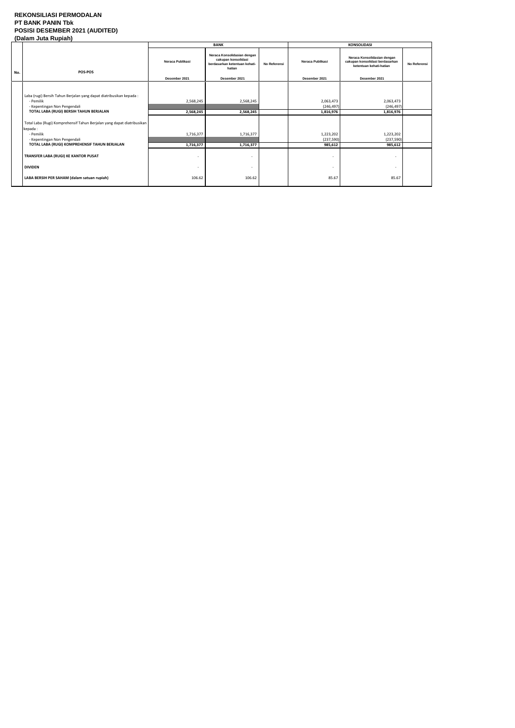**REKONSILIASI PERMODALAN**
**PT BANK PANIN Tbk**
**POSISI DESEMBER 2021 (AUDITED)**
**(Dalam Juta Rupiah)**

| No. | POS-POS | BANK | | | KONSOLIDASI | | |
|---|---|---|---|---|---|---|---|
| | | Neraca Publikasi | Neraca Konsolidasian dengan cakupan konsolidasi berdasarkan ketentuan kehati-hatian | No Referensi | Neraca Publikasi | Neraca Konsolidasian dengan cakupan konsolidasi berdasarkan ketentuan kehati-hatian | No Referensi |
| | | Desember 2021 | Desember 2021 | | Desember 2021 | Desember 2021 | |
| | Laba (rugi) Bersih Tahun Berjalan yang dapat diatribusikan kepada : | | | | | | |
| | - Pemilik | 2,568,245 | 2,568,245 | | 2,063,473 | 2,063,473 | |
| | - Kepentingan Non Pengendali | | | | (246,497) | (246,497) | |
| | **TOTAL LABA (RUGI) BERSIH TAHUN BERJALAN** | **2,568,245** | **2,568,245** | | **1,816,976** | **1,816,976** | |
| | Total Laba (Rugi) Komprehensif Tahun Berjalan yang dapat diatribusikan kepada : | | | | | | |
| | - Pemilik | 1,716,377 | 1,716,377 | | 1,223,202 | 1,223,202 | |
| | - Kepentingan Non Pengendali | | | | (237,590) | (237,590) | |
| | **TOTAL LABA (RUGI) KOMPREHENSIF TAHUN BERJALAN** | **1,716,377** | **1,716,377** | | **985,612** | **985,612** | |
| | **TRANSFER LABA (RUGI) KE KANTOR PUSAT** | - | - | | - | - | |
| | **DIVIDEN** | - | - | | - | - | |
| | **LABA BERSIH PER SAHAM (dalam satuan rupiah)** | 106.62 | 106.62 | | 85.67 | 85.67 | |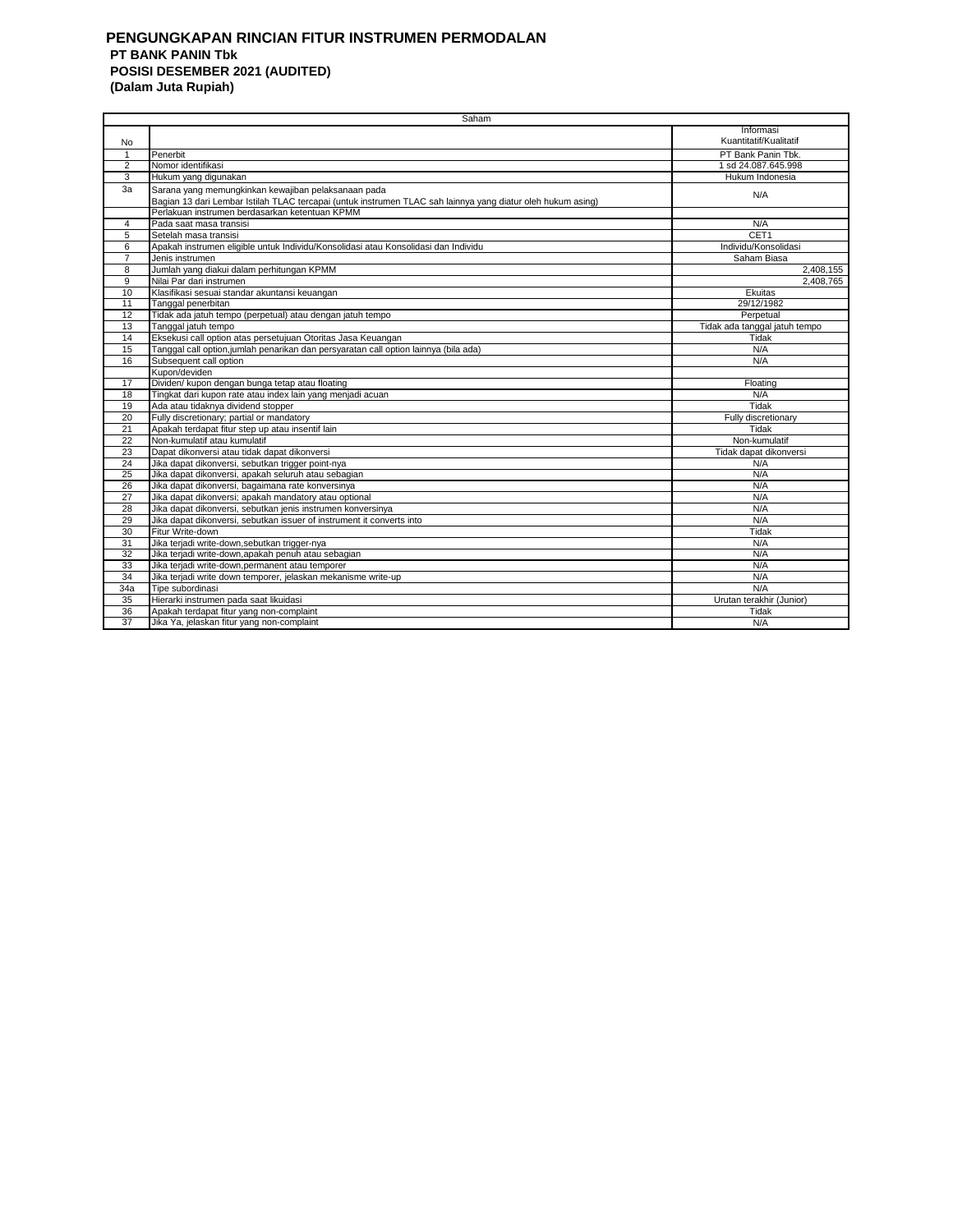# PENGUNGKAPAN RINCIAN FITUR INSTRUMEN PERMODALAN

**PT BANK PANIN Tbk**
**POSISI DESEMBER 2021 (AUDITED)**
**(Dalam Juta Rupiah)**

| Saham | | |
|---|---|---|
| No | | Informasi Kuantitatif/Kualitatif |
| 1 | Penerbit | PT Bank Panin Tbk. |
| 2 | Nomor identifikasi | 1 sd 24.087.645.998 |
| 3 | Hukum yang digunakan | Hukum Indonesia |
| 3a | Sarana yang memungkinkan kewajiban pelaksanaan pada Bagian 13 dari Lembar Istilah TLAC tercapai (untuk instrumen TLAC sah lainnya yang diatur oleh hukum asing) | N/A |
| | Perlakuan instrumen berdasarkan ketentuan KPMM | |
| 4 | Pada saat masa transisi | N/A |
| 5 | Setelah masa transisi | CET1 |
| 6 | Apakah instrumen eligible untuk Individu/Konsolidasi atau Konsolidasi dan Individu | Individu/Konsolidasi |
| 7 | Jenis instrumen | Saham Biasa |
| 8 | Jumlah yang diakui dalam perhitungan KPMM | 2,408,155 |
| 9 | Nilai Par dari instrumen | 2,408,765 |
| 10 | Klasifikasi sesuai standar akuntansi keuangan | Ekuitas |
| 11 | Tanggal penerbitan | 29/12/1982 |
| 12 | Tidak ada jatuh tempo (perpetual) atau dengan jatuh tempo | Perpetual |
| 13 | Tanggal jatuh tempo | Tidak ada tanggal jatuh tempo |
| 14 | Eksekusi call option atas persetujuan Otoritas Jasa Keuangan | Tidak |
| 15 | Tanggal call option,jumlah penarikan dan persyaratan call option lainnya (bila ada) | N/A |
| 16 | Subsequent call option | N/A |
| | Kupon/deviden | |
| 17 | Dividen/ kupon dengan bunga tetap atau floating | Floating |
| 18 | Tingkat dari kupon rate atau index lain yang menjadi acuan | N/A |
| 19 | Ada atau tidaknya dividend stopper | Tidak |
| 20 | Fully discretionary; partial or mandatory | Fully discretionary |
| 21 | Apakah terdapat fitur step up atau insentif lain | Tidak |
| 22 | Non-kumulatif atau kumulatif | Non-kumulatif |
| 23 | Dapat dikonversi atau tidak dapat dikonversi | Tidak dapat dikonversi |
| 24 | Jika dapat dikonversi, sebutkan trigger point-nya | N/A |
| 25 | Jika dapat dikonversi, apakah seluruh atau sebagian | N/A |
| 26 | Jika dapat dikonversi, bagaimana rate konversinya | N/A |
| 27 | Jika dapat dikonversi; apakah mandatory atau optional | N/A |
| 28 | Jika dapat dikonversi, sebutkan jenis instrumen konversinya | N/A |
| 29 | Jika dapat dikonversi, sebutkan issuer of instrument it converts into | N/A |
| 30 | Fitur Write-down | Tidak |
| 31 | Jika terjadi write-down,sebutkan trigger-nya | N/A |
| 32 | Jika terjadi write-down,apakah penuh atau sebagian | N/A |
| 33 | Jika terjadi write-down,permanent atau temporer | N/A |
| 34 | Jika terjadi write down temporer, jelaskan mekanisme write-up | N/A |
| 34a | Tipe subordinasi | N/A |
| 35 | Hierarki instrumen pada saat likuidasi | Urutan terakhir (Junior) |
| 36 | Apakah terdapat fitur yang non-complaint | Tidak |
| 37 | Jika Ya, jelaskan fitur yang non-complaint | N/A |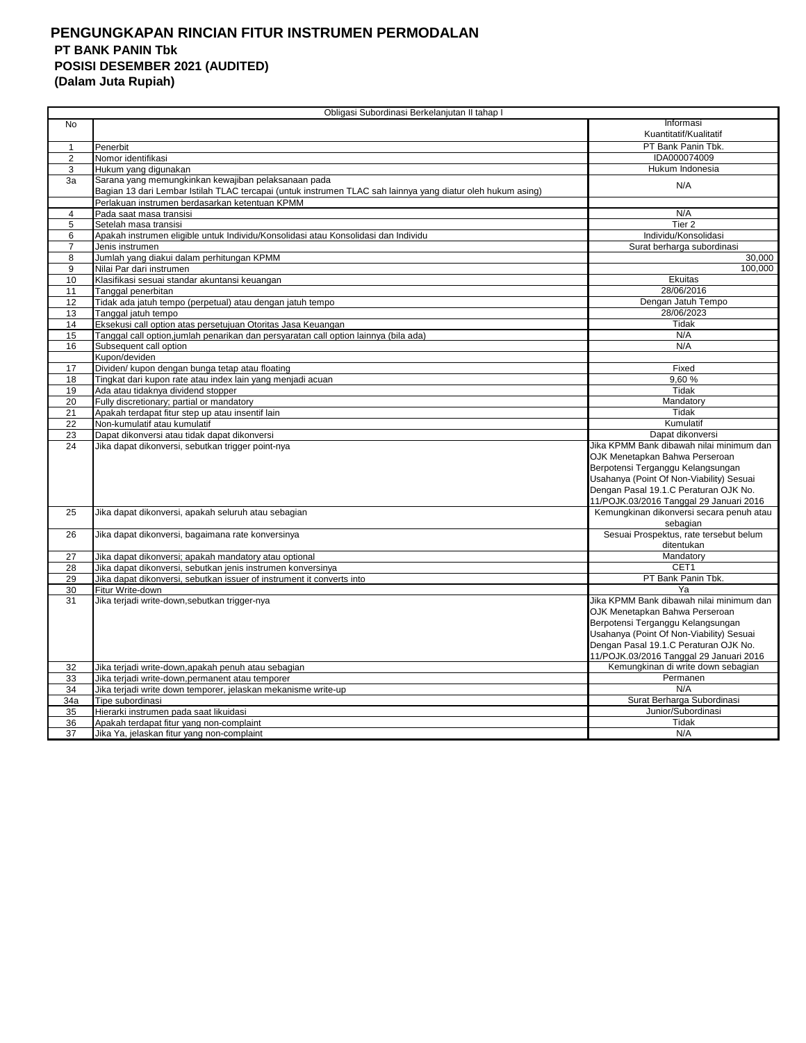# PENGUNGKAPAN RINCIAN FITUR INSTRUMEN PERMODALAN

**PT BANK PANIN Tbk**

**POSISI DESEMBER 2021 (AUDITED)**

**(Dalam Juta Rupiah)**

| Obligasi Subordinasi Berkelanjutan II tahap I | | |
|---|---|---|
| No | | Informasi Kuantitatif/Kualitatif |
| 1 | Penerbit | PT Bank Panin Tbk. |
| 2 | Nomor identifikasi | IDA000074009 |
| 3 | Hukum yang digunakan | Hukum Indonesia |
| 3a | Sarana yang memungkinkan kewajiban pelaksanaan pada Bagian 13 dari Lembar Istilah TLAC tercapai (untuk instrumen TLAC sah lainnya yang diatur oleh hukum asing) | N/A |
| | Perlakuan instrumen berdasarkan ketentuan KPMM | |
| 4 | Pada saat masa transisi | N/A |
| 5 | Setelah masa transisi | Tier 2 |
| 6 | Apakah instrumen eligible untuk Individu/Konsolidasi atau Konsolidasi dan Individu | Individu/Konsolidasi |
| 7 | Jenis instrumen | Surat berharga subordinasi |
| 8 | Jumlah yang diakui dalam perhitungan KPMM | 30,000 |
| 9 | Nilai Par dari instrumen | 100,000 |
| 10 | Klasifikasi sesuai standar akuntansi keuangan | Ekuitas |
| 11 | Tanggal penerbitan | 28/06/2016 |
| 12 | Tidak ada jatuh tempo (perpetual) atau dengan jatuh tempo | Dengan Jatuh Tempo |
| 13 | Tanggal jatuh tempo | 28/06/2023 |
| 14 | Eksekusi call option atas persetujuan Otoritas Jasa Keuangan | Tidak |
| 15 | Tanggal call option,jumlah penarikan dan persyaratan call option lainnya (bila ada) | N/A |
| 16 | Subsequent call option | N/A |
| | Kupon/deviden | |
| 17 | Dividen/ kupon dengan bunga tetap atau floating | Fixed |
| 18 | Tingkat dari kupon rate atau index lain yang menjadi acuan | 9,60 % |
| 19 | Ada atau tidaknya dividend stopper | Tidak |
| 20 | Fully discretionary; partial or mandatory | Mandatory |
| 21 | Apakah terdapat fitur step up atau insentif lain | Tidak |
| 22 | Non-kumulatif atau kumulatif | Kumulatif |
| 23 | Dapat dikonversi atau tidak dapat dikonversi | Dapat dikonversi |
| 24 | Jika dapat dikonversi, sebutkan trigger point-nya | Jika KPMM Bank dibawah nilai minimum dan OJK Menetapkan Bahwa Perseroan Berpotensi Terganggu Kelangsungan Usahanya (Point Of Non-Viability) Sesuai Dengan Pasal 19.1.C Peraturan OJK No. 11/POJK.03/2016 Tanggal 29 Januari 2016 |
| 25 | Jika dapat dikonversi, apakah seluruh atau sebagian | Kemungkinan dikonversi secara penuh atau sebagian |
| 26 | Jika dapat dikonversi, bagaimana rate konversinya | Sesuai Prospektus, rate tersebut belum ditentukan |
| 27 | Jika dapat dikonversi; apakah mandatory atau optional | Mandatory |
| 28 | Jika dapat dikonversi, sebutkan jenis instrumen konversinya | CET1 |
| 29 | Jika dapat dikonversi, sebutkan issuer of instrument it converts into | PT Bank Panin Tbk. |
| 30 | Fitur Write-down | Ya |
| 31 | Jika terjadi write-down,sebutkan trigger-nya | Jika KPMM Bank dibawah nilai minimum dan OJK Menetapkan Bahwa Perseroan Berpotensi Terganggu Kelangsungan Usahanya (Point Of Non-Viability) Sesuai Dengan Pasal 19.1.C Peraturan OJK No. 11/POJK.03/2016 Tanggal 29 Januari 2016 |
| 32 | Jika terjadi write-down,apakah penuh atau sebagian | Kemungkinan di write down sebagian |
| 33 | Jika terjadi write-down,permanent atau temporer | Permanen |
| 34 | Jika terjadi write down temporer, jelaskan mekanisme write-up | N/A |
| 34a | Tipe subordinasi | Surat Berharga Subordinasi |
| 35 | Hierarki instrumen pada saat likuidasi | Junior/Subordinasi |
| 36 | Apakah terdapat fitur yang non-complaint | Tidak |
| 37 | Jika Ya, jelaskan fitur yang non-complaint | N/A |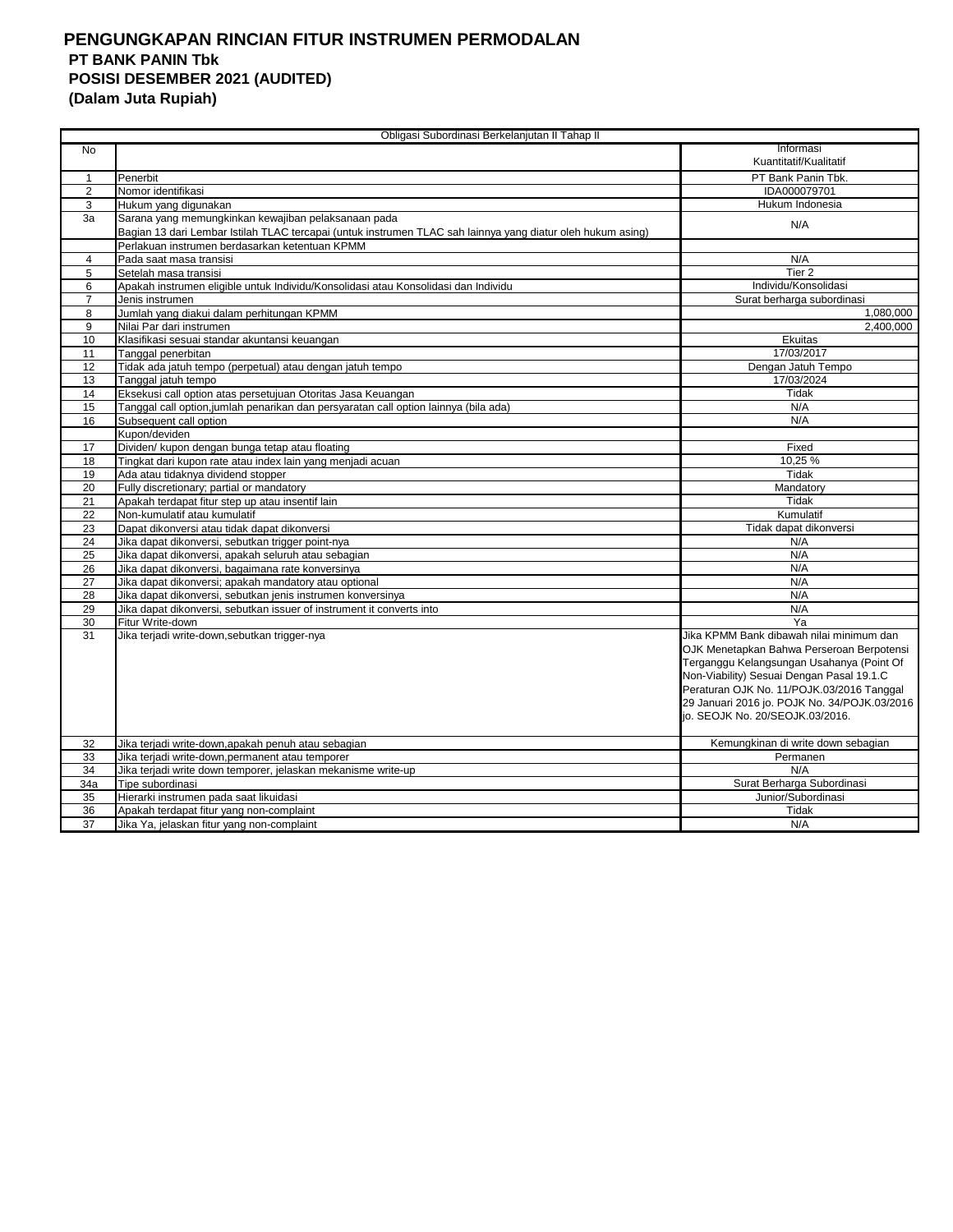# PENGUNGKAPAN RINCIAN FITUR INSTRUMEN PERMODALAN

**PT BANK PANIN Tbk**

**POSISI DESEMBER 2021 (AUDITED)**

**(Dalam Juta Rupiah)**

| Obligasi Subordinasi Berkelanjutan II Tahap II | | |
|---|---|---|
| No | | Informasi Kuantitatif/Kualitatif |
| 1 | Penerbit | PT Bank Panin Tbk. |
| 2 | Nomor identifikasi | IDA000079701 |
| 3 | Hukum yang digunakan | Hukum Indonesia |
| 3a | Sarana yang memungkinkan kewajiban pelaksanaan pada Bagian 13 dari Lembar Istilah TLAC tercapai (untuk instrumen TLAC sah lainnya yang diatur oleh hukum asing) | N/A |
| | Perlakuan instrumen berdasarkan ketentuan KPMM | |
| 4 | Pada saat masa transisi | N/A |
| 5 | Setelah masa transisi | Tier 2 |
| 6 | Apakah instrumen eligible untuk Individu/Konsolidasi atau Konsolidasi dan Individu | Individu/Konsolidasi |
| 7 | Jenis instrumen | Surat berharga subordinasi |
| 8 | Jumlah yang diakui dalam perhitungan KPMM | 1,080,000 |
| 9 | Nilai Par dari instrumen | 2,400,000 |
| 10 | Klasifikasi sesuai standar akuntansi keuangan | Ekuitas |
| 11 | Tanggal penerbitan | 17/03/2017 |
| 12 | Tidak ada jatuh tempo (perpetual) atau dengan jatuh tempo | Dengan Jatuh Tempo |
| 13 | Tanggal jatuh tempo | 17/03/2024 |
| 14 | Eksekusi call option atas persetujuan Otoritas Jasa Keuangan | Tidak |
| 15 | Tanggal call option,jumlah penarikan dan persyaratan call option lainnya (bila ada) | N/A |
| 16 | Subsequent call option | N/A |
| | Kupon/deviden | |
| 17 | Dividen/ kupon dengan bunga tetap atau floating | Fixed |
| 18 | Tingkat dari kupon rate atau index lain yang menjadi acuan | 10,25 % |
| 19 | Ada atau tidaknya dividend stopper | Tidak |
| 20 | Fully discretionary; partial or mandatory | Mandatory |
| 21 | Apakah terdapat fitur step up atau insentif lain | Tidak |
| 22 | Non-kumulatif atau kumulatif | Kumulatif |
| 23 | Dapat dikonversi atau tidak dapat dikonversi | Tidak dapat dikonversi |
| 24 | Jika dapat dikonversi, sebutkan trigger point-nya | N/A |
| 25 | Jika dapat dikonversi, apakah seluruh atau sebagian | N/A |
| 26 | Jika dapat dikonversi, bagaimana rate konversinya | N/A |
| 27 | Jika dapat dikonversi; apakah mandatory atau optional | N/A |
| 28 | Jika dapat dikonversi, sebutkan jenis instrumen konversinya | N/A |
| 29 | Jika dapat dikonversi, sebutkan issuer of instrument it converts into | N/A |
| 30 | Fitur Write-down | Ya |
| 31 | Jika terjadi write-down,sebutkan trigger-nya | Jika KPMM Bank dibawah nilai minimum dan OJK Menetapkan Bahwa Perseroan Berpotensi Terganggu Kelangsungan Usahanya (Point Of Non-Viability) Sesuai Dengan Pasal 19.1.C Peraturan OJK No. 11/POJK.03/2016 Tanggal 29 Januari 2016 jo. POJK No. 34/POJK.03/2016 jo. SEOJK No. 20/SEOJK.03/2016. |
| 32 | Jika terjadi write-down,apakah penuh atau sebagian | Kemungkinan di write down sebagian |
| 33 | Jika terjadi write-down,permanent atau temporer | Permanen |
| 34 | Jika terjadi write down temporer, jelaskan mekanisme write-up | N/A |
| 34a | Tipe subordinasi | Surat Berharga Subordinasi |
| 35 | Hierarki instrumen pada saat likuidasi | Junior/Subordinasi |
| 36 | Apakah terdapat fitur yang non-complaint | Tidak |
| 37 | Jika Ya, jelaskan fitur yang non-complaint | N/A |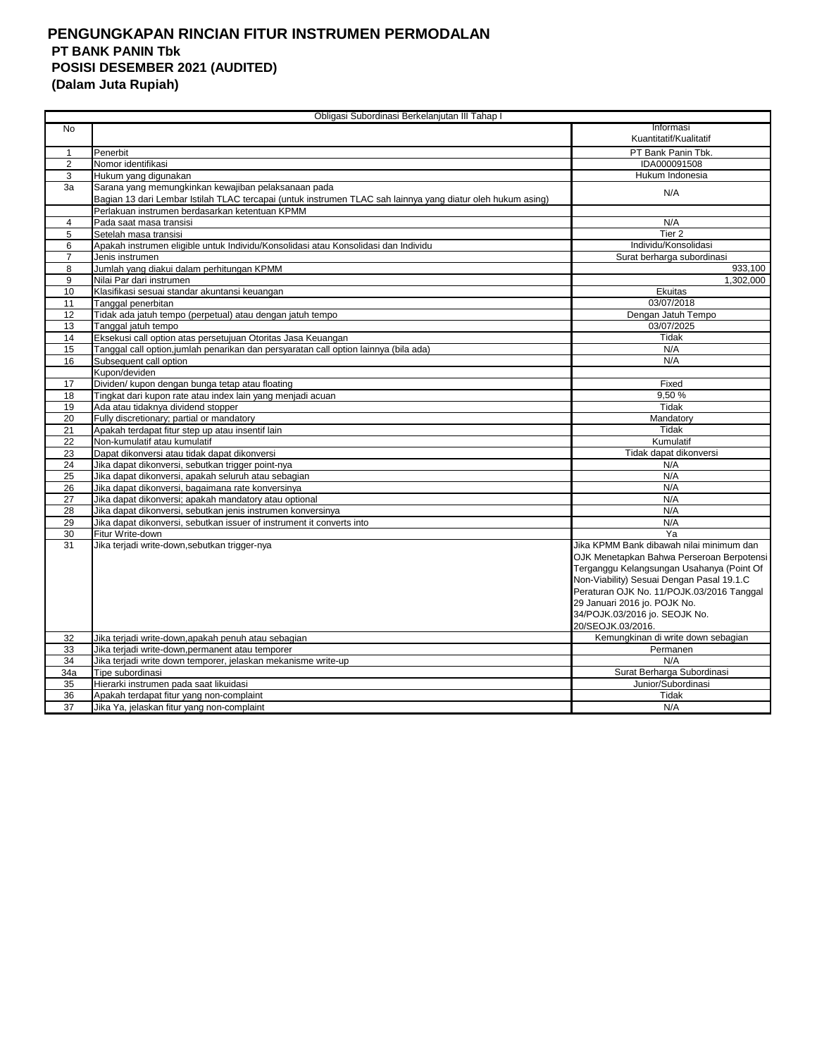# PENGUNGKAPAN RINCIAN FITUR INSTRUMEN PERMODALAN

## PT BANK PANIN Tbk

## POSISI DESEMBER 2021 (AUDITED)

## (Dalam Juta Rupiah)

| No | Obligasi Subordinasi Berkelanjutan III Tahap I | Informasi Kuantitatif/Kualitatif |
|---|---|---|
| 1 | Penerbit | PT Bank Panin Tbk. |
| 2 | Nomor identifikasi | IDA000091508 |
| 3 | Hukum yang digunakan | Hukum Indonesia |
| 3a | Sarana yang memungkinkan kewajiban pelaksanaan pada Bagian 13 dari Lembar Istilah TLAC tercapai (untuk instrumen TLAC sah lainnya yang diatur oleh hukum asing) | N/A |
| | Perlakuan instrumen berdasarkan ketentuan KPMM | |
| 4 | Pada saat masa transisi | N/A |
| 5 | Setelah masa transisi | Tier 2 |
| 6 | Apakah instrumen eligible untuk Individu/Konsolidasi atau Konsolidasi dan Individu | Individu/Konsolidasi |
| 7 | Jenis instrumen | Surat berharga subordinasi |
| 8 | Jumlah yang diakui dalam perhitungan KPMM | 933,100 |
| 9 | Nilai Par dari instrumen | 1,302,000 |
| 10 | Klasifikasi sesuai standar akuntansi keuangan | Ekuitas |
| 11 | Tanggal penerbitan | 03/07/2018 |
| 12 | Tidak ada jatuh tempo (perpetual) atau dengan jatuh tempo | Dengan Jatuh Tempo |
| 13 | Tanggal jatuh tempo | 03/07/2025 |
| 14 | Eksekusi call option atas persetujuan Otoritas Jasa Keuangan | Tidak |
| 15 | Tanggal call option,jumlah penarikan dan persyaratan call option lainnya (bila ada) | N/A |
| 16 | Subsequent call option | N/A |
| | Kupon/deviden | |
| 17 | Dividen/ kupon dengan bunga tetap atau floating | Fixed |
| 18 | Tingkat dari kupon rate atau index lain yang menjadi acuan | 9,50 % |
| 19 | Ada atau tidaknya dividend stopper | Tidak |
| 20 | Fully discretionary; partial or mandatory | Mandatory |
| 21 | Apakah terdapat fitur step up atau insentif lain | Tidak |
| 22 | Non-kumulatif atau kumulatif | Kumulatif |
| 23 | Dapat dikonversi atau tidak dapat dikonversi | Tidak dapat dikonversi |
| 24 | Jika dapat dikonversi, sebutkan trigger point-nya | N/A |
| 25 | Jika dapat dikonversi, apakah seluruh atau sebagian | N/A |
| 26 | Jika dapat dikonversi, bagaimana rate konversinya | N/A |
| 27 | Jika dapat dikonversi; apakah mandatory atau optional | N/A |
| 28 | Jika dapat dikonversi, sebutkan jenis instrumen konversinya | N/A |
| 29 | Jika dapat dikonversi, sebutkan issuer of instrument it converts into | N/A |
| 30 | Fitur Write-down | Ya |
| 31 | Jika terjadi write-down,sebutkan trigger-nya | Jika KPMM Bank dibawah nilai minimum dan OJK Menetapkan Bahwa Perseroan Berpotensi Terganggu Kelangsungan Usahanya (Point Of Non-Viability) Sesuai Dengan Pasal 19.1.C Peraturan OJK No. 11/POJK.03/2016 Tanggal 29 Januari 2016 jo. POJK No. 34/POJK.03/2016 jo. SEOJK No. 20/SEOJK.03/2016. |
| 32 | Jika terjadi write-down,apakah penuh atau sebagian | Kemungkinan di write down sebagian |
| 33 | Jika terjadi write-down,permanent atau temporer | Permanen |
| 34 | Jika terjadi write down temporer, jelaskan mekanisme write-up | N/A |
| 34a | Tipe subordinasi | Surat Berharga Subordinasi |
| 35 | Hierarki instrumen pada saat likuidasi | Junior/Subordinasi |
| 36 | Apakah terdapat fitur yang non-complaint | Tidak |
| 37 | Jika Ya, jelaskan fitur yang non-complaint | N/A |